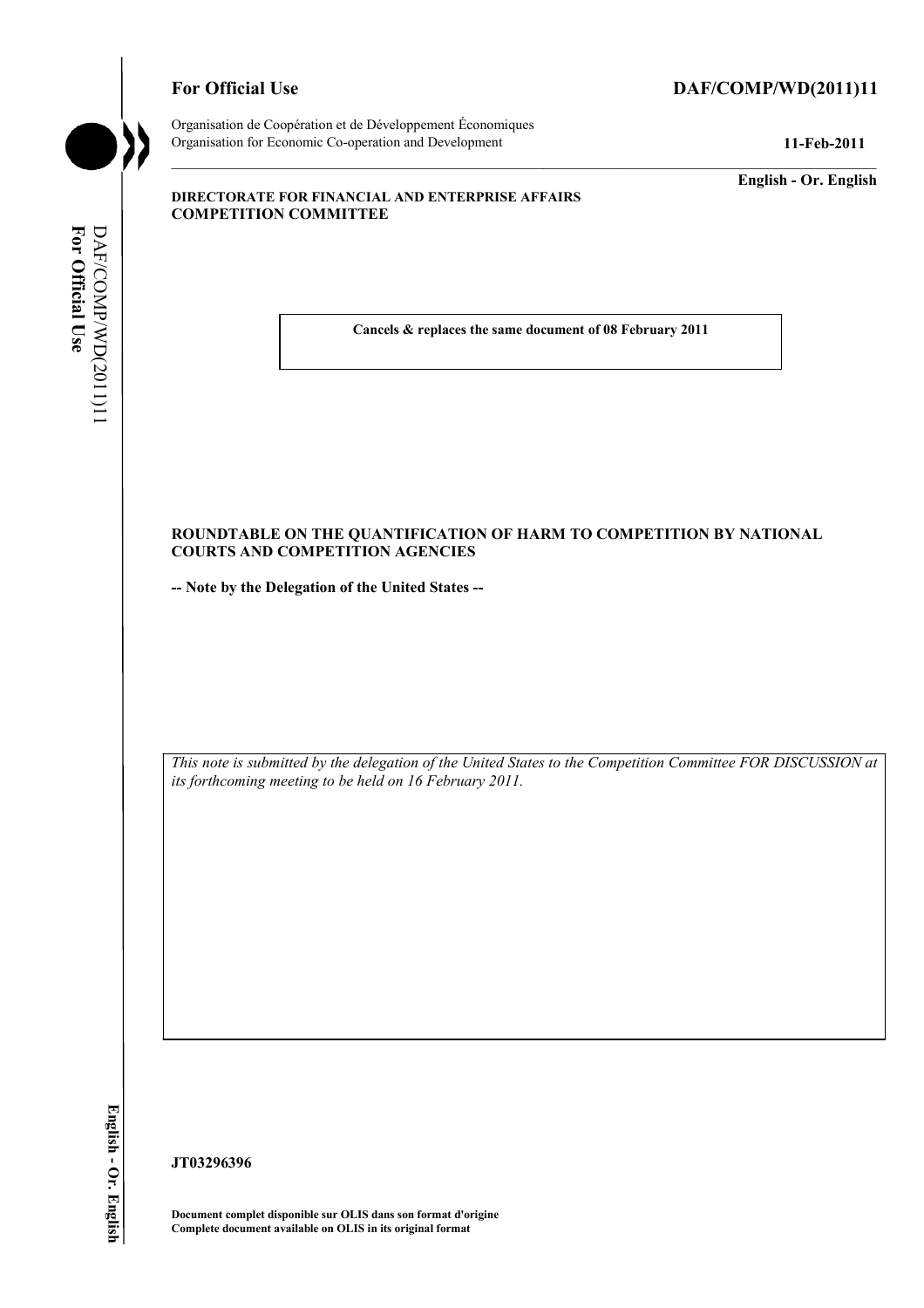**For Official Use** **DAF/COMP/WD(2011)11**

Organisation de Coopération et de Développement Économiques
Organisation for Economic Co-operation and Development **11-Feb-2011**

**English - Or. English**

**DIRECTORATE FOR FINANCIAL AND ENTERPRISE AFFAIRS**
**COMPETITION COMMITTEE**

**Cancels & replaces the same document of 08 February 2011**

**ROUNDTABLE ON THE QUANTIFICATION OF HARM TO COMPETITION BY NATIONAL COURTS AND COMPETITION AGENCIES**

**-- Note by the Delegation of the United States --**

*This note is submitted by the delegation of the United States to the Competition Committee FOR DISCUSSION at its forthcoming meeting to be held on 16 February 2011.*

**JT03296396**

**Document complet disponible sur OLIS dans son format d'origine**
**Complete document available on OLIS in its original format**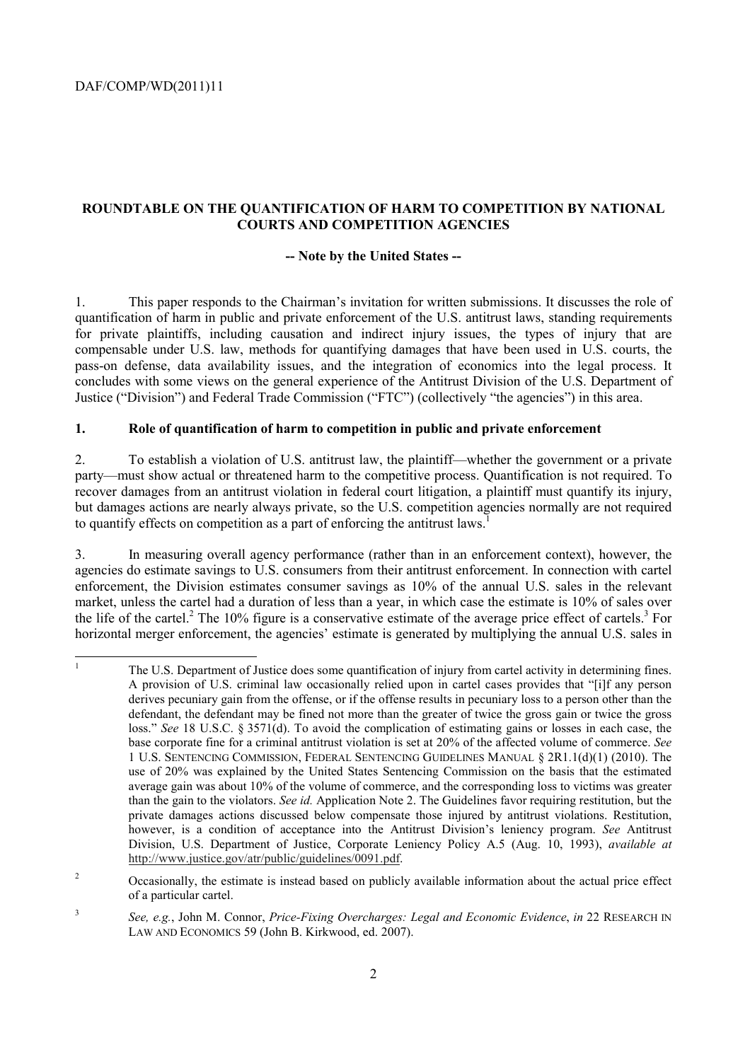## ROUNDTABLE ON THE QUANTIFICATION OF HARM TO COMPETITION BY NATIONAL COURTS AND COMPETITION AGENCIES

**-- Note by the United States --**

1. This paper responds to the Chairman's invitation for written submissions. It discusses the role of quantification of harm in public and private enforcement of the U.S. antitrust laws, standing requirements for private plaintiffs, including causation and indirect injury issues, the types of injury that are compensable under U.S. law, methods for quantifying damages that have been used in U.S. courts, the pass-on defense, data availability issues, and the integration of economics into the legal process. It concludes with some views on the general experience of the Antitrust Division of the U.S. Department of Justice ("Division") and Federal Trade Commission ("FTC") (collectively "the agencies") in this area.

### 1. Role of quantification of harm to competition in public and private enforcement

2. To establish a violation of U.S. antitrust law, the plaintiff—whether the government or a private party—must show actual or threatened harm to the competitive process. Quantification is not required. To recover damages from an antitrust violation in federal court litigation, a plaintiff must quantify its injury, but damages actions are nearly always private, so the U.S. competition agencies normally are not required to quantify effects on competition as a part of enforcing the antitrust laws.[1]

3. In measuring overall agency performance (rather than in an enforcement context), however, the agencies do estimate savings to U.S. consumers from their antitrust enforcement. In connection with cartel enforcement, the Division estimates consumer savings as 10% of the annual U.S. sales in the relevant market, unless the cartel had a duration of less than a year, in which case the estimate is 10% of sales over the life of the cartel.[2] The 10% figure is a conservative estimate of the average price effect of cartels.[3] For horizontal merger enforcement, the agencies' estimate is generated by multiplying the annual U.S. sales in

---

[1] The U.S. Department of Justice does some quantification of injury from cartel activity in determining fines. A provision of U.S. criminal law occasionally relied upon in cartel cases provides that "[i]f any person derives pecuniary gain from the offense, or if the offense results in pecuniary loss to a person other than the defendant, the defendant may be fined not more than the greater of twice the gross gain or twice the gross loss." *See* 18 U.S.C. § 3571(d). To avoid the complication of estimating gains or losses in each case, the base corporate fine for a criminal antitrust violation is set at 20% of the affected volume of commerce. *See* 1 U.S. SENTENCING COMMISSION, FEDERAL SENTENCING GUIDELINES MANUAL § 2R1.1(d)(1) (2010). The use of 20% was explained by the United States Sentencing Commission on the basis that the estimated average gain was about 10% of the volume of commerce, and the corresponding loss to victims was greater than the gain to the violators. *See id.* Application Note 2. The Guidelines favor requiring restitution, but the private damages actions discussed below compensate those injured by antitrust violations. Restitution, however, is a condition of acceptance into the Antitrust Division's leniency program. *See* Antitrust Division, U.S. Department of Justice, Corporate Leniency Policy A.5 (Aug. 10, 1993), *available at* http://www.justice.gov/atr/public/guidelines/0091.pdf.

[2] Occasionally, the estimate is instead based on publicly available information about the actual price effect of a particular cartel.

[3] *See, e.g.*, John M. Connor, *Price-Fixing Overcharges: Legal and Economic Evidence*, *in* 22 RESEARCH IN LAW AND ECONOMICS 59 (John B. Kirkwood, ed. 2007).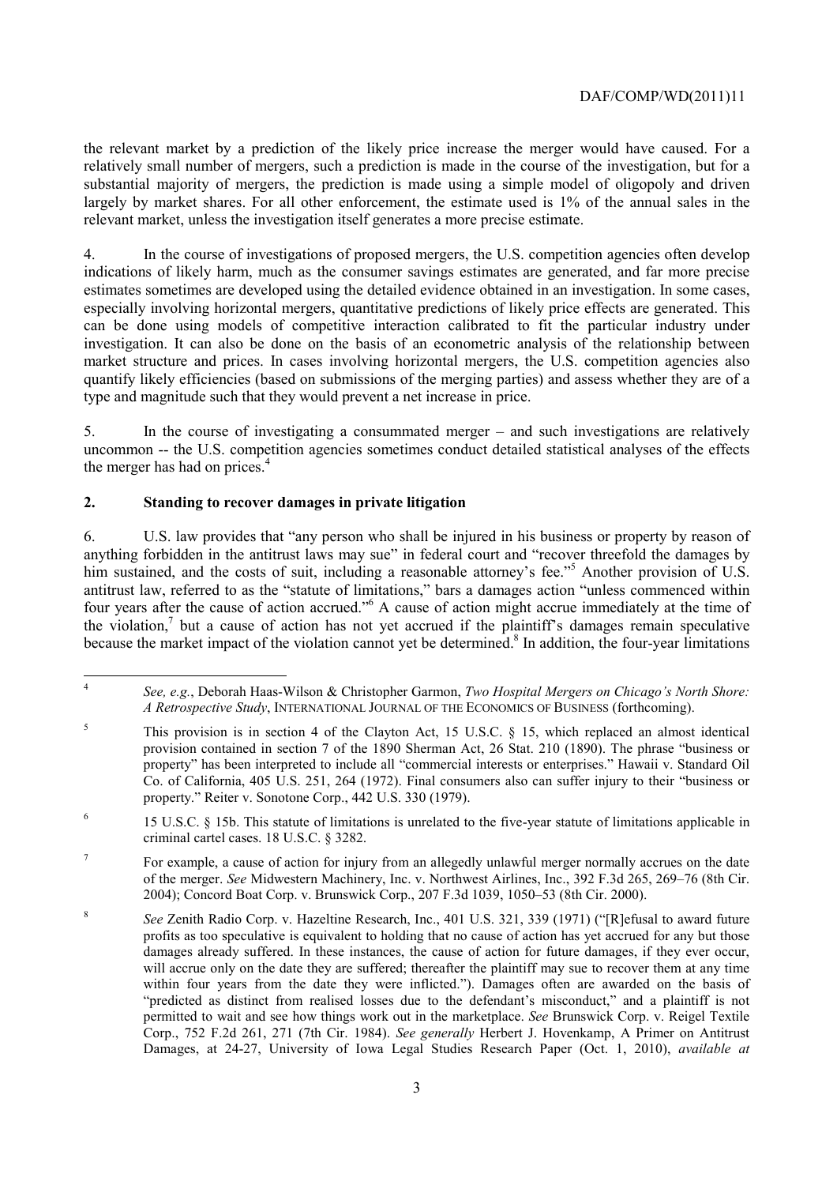the relevant market by a prediction of the likely price increase the merger would have caused. For a relatively small number of mergers, such a prediction is made in the course of the investigation, but for a substantial majority of mergers, the prediction is made using a simple model of oligopoly and driven largely by market shares. For all other enforcement, the estimate used is 1% of the annual sales in the relevant market, unless the investigation itself generates a more precise estimate.

4. In the course of investigations of proposed mergers, the U.S. competition agencies often develop indications of likely harm, much as the consumer savings estimates are generated, and far more precise estimates sometimes are developed using the detailed evidence obtained in an investigation. In some cases, especially involving horizontal mergers, quantitative predictions of likely price effects are generated. This can be done using models of competitive interaction calibrated to fit the particular industry under investigation. It can also be done on the basis of an econometric analysis of the relationship between market structure and prices. In cases involving horizontal mergers, the U.S. competition agencies also quantify likely efficiencies (based on submissions of the merging parties) and assess whether they are of a type and magnitude such that they would prevent a net increase in price.

5. In the course of investigating a consummated merger – and such investigations are relatively uncommon -- the U.S. competition agencies sometimes conduct detailed statistical analyses of the effects the merger has had on prices.[4]

## 2. Standing to recover damages in private litigation

6. U.S. law provides that "any person who shall be injured in his business or property by reason of anything forbidden in the antitrust laws may sue" in federal court and "recover threefold the damages by him sustained, and the costs of suit, including a reasonable attorney's fee."[5] Another provision of U.S. antitrust law, referred to as the "statute of limitations," bars a damages action "unless commenced within four years after the cause of action accrued."[6] A cause of action might accrue immediately at the time of the violation,[7] but a cause of action has not yet accrued if the plaintiff's damages remain speculative because the market impact of the violation cannot yet be determined.[8] In addition, the four-year limitations

---

[4] *See, e.g.*, Deborah Haas-Wilson & Christopher Garmon, *Two Hospital Mergers on Chicago's North Shore: A Retrospective Study*, INTERNATIONAL JOURNAL OF THE ECONOMICS OF BUSINESS (forthcoming).

[5] This provision is in section 4 of the Clayton Act, 15 U.S.C. § 15, which replaced an almost identical provision contained in section 7 of the 1890 Sherman Act, 26 Stat. 210 (1890). The phrase "business or property" has been interpreted to include all "commercial interests or enterprises." Hawaii v. Standard Oil Co. of California, 405 U.S. 251, 264 (1972). Final consumers also can suffer injury to their "business or property." Reiter v. Sonotone Corp., 442 U.S. 330 (1979).

[6] 15 U.S.C. § 15b. This statute of limitations is unrelated to the five-year statute of limitations applicable in criminal cartel cases. 18 U.S.C. § 3282.

[7] For example, a cause of action for injury from an allegedly unlawful merger normally accrues on the date of the merger. *See* Midwestern Machinery, Inc. v. Northwest Airlines, Inc., 392 F.3d 265, 269–76 (8th Cir. 2004); Concord Boat Corp. v. Brunswick Corp., 207 F.3d 1039, 1050–53 (8th Cir. 2000).

[8] *See* Zenith Radio Corp. v. Hazeltine Research, Inc., 401 U.S. 321, 339 (1971) ("[R]efusal to award future profits as too speculative is equivalent to holding that no cause of action has yet accrued for any but those damages already suffered. In these instances, the cause of action for future damages, if they ever occur, will accrue only on the date they are suffered; thereafter the plaintiff may sue to recover them at any time within four years from the date they were inflicted."). Damages often are awarded on the basis of "predicted as distinct from realised losses due to the defendant's misconduct," and a plaintiff is not permitted to wait and see how things work out in the marketplace. *See* Brunswick Corp. v. Reigel Textile Corp., 752 F.2d 261, 271 (7th Cir. 1984). *See generally* Herbert J. Hovenkamp, A Primer on Antitrust Damages, at 24-27, University of Iowa Legal Studies Research Paper (Oct. 1, 2010), *available at*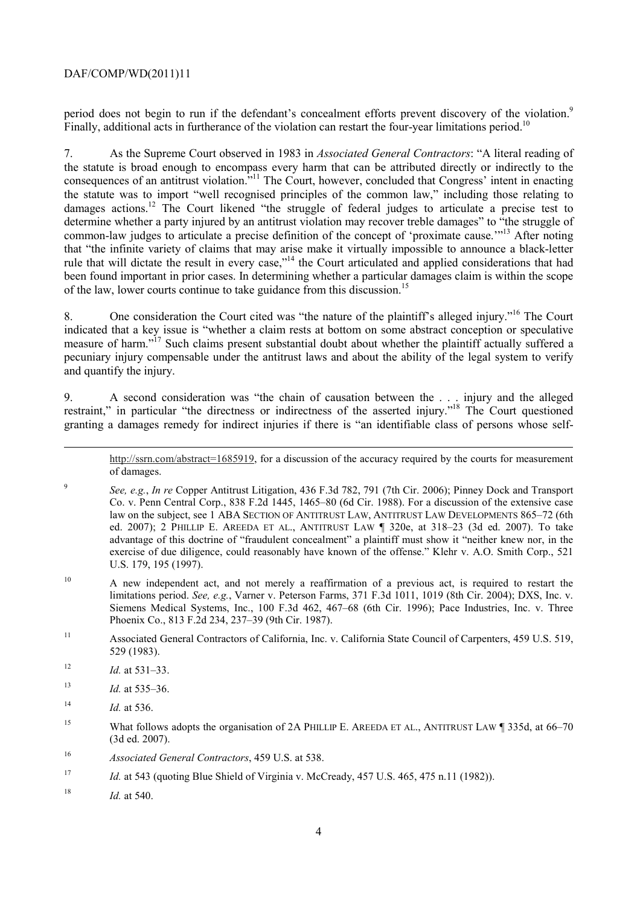period does not begin to run if the defendant's concealment efforts prevent discovery of the violation.[9] Finally, additional acts in furtherance of the violation can restart the four-year limitations period.[10]

7. As the Supreme Court observed in 1983 in *Associated General Contractors*: "A literal reading of the statute is broad enough to encompass every harm that can be attributed directly or indirectly to the consequences of an antitrust violation."[11] The Court, however, concluded that Congress' intent in enacting the statute was to import "well recognised principles of the common law," including those relating to damages actions.[12] The Court likened "the struggle of federal judges to articulate a precise test to determine whether a party injured by an antitrust violation may recover treble damages" to "the struggle of common-law judges to articulate a precise definition of the concept of 'proximate cause.'"[13] After noting that "the infinite variety of claims that may arise make it virtually impossible to announce a black-letter rule that will dictate the result in every case,"[14] the Court articulated and applied considerations that had been found important in prior cases. In determining whether a particular damages claim is within the scope of the law, lower courts continue to take guidance from this discussion.[15]

8. One consideration the Court cited was "the nature of the plaintiff's alleged injury."[16] The Court indicated that a key issue is "whether a claim rests at bottom on some abstract conception or speculative measure of harm."[17] Such claims present substantial doubt about whether the plaintiff actually suffered a pecuniary injury compensable under the antitrust laws and about the ability of the legal system to verify and quantify the injury.

9. A second consideration was "the chain of causation between the . . . injury and the alleged restraint," in particular "the directness or indirectness of the asserted injury."[18] The Court questioned granting a damages remedy for indirect injuries if there is "an identifiable class of persons whose self-

---

http://ssrn.com/abstract=1685919, for a discussion of the accuracy required by the courts for measurement of damages.

[9] *See, e.g.*, *In re* Copper Antitrust Litigation, 436 F.3d 782, 791 (7th Cir. 2006); Pinney Dock and Transport Co. v. Penn Central Corp., 838 F.2d 1445, 1465–80 (6d Cir. 1988). For a discussion of the extensive case law on the subject, see 1 ABA SECTION OF ANTITRUST LAW, ANTITRUST LAW DEVELOPMENTS 865–72 (6th ed. 2007); 2 PHILLIP E. AREEDA ET AL., ANTITRUST LAW ¶ 320e, at 318–23 (3d ed. 2007). To take advantage of this doctrine of "fraudulent concealment" a plaintiff must show it "neither knew nor, in the exercise of due diligence, could reasonably have known of the offense." Klehr v. A.O. Smith Corp., 521 U.S. 179, 195 (1997).

[10] A new independent act, and not merely a reaffirmation of a previous act, is required to restart the limitations period. *See, e.g.*, Varner v. Peterson Farms, 371 F.3d 1011, 1019 (8th Cir. 2004); DXS, Inc. v. Siemens Medical Systems, Inc., 100 F.3d 462, 467–68 (6th Cir. 1996); Pace Industries, Inc. v. Three Phoenix Co., 813 F.2d 234, 237–39 (9th Cir. 1987).

[11] Associated General Contractors of California, Inc. v. California State Council of Carpenters, 459 U.S. 519, 529 (1983).

[12] *Id.* at 531–33.

[13] *Id.* at 535–36.

[14] *Id.* at 536.

[15] What follows adopts the organisation of 2A PHILLIP E. AREEDA ET AL., ANTITRUST LAW ¶ 335d, at 66–70 (3d ed. 2007).

[16] *Associated General Contractors*, 459 U.S. at 538.

[17] *Id.* at 543 (quoting Blue Shield of Virginia v. McCready, 457 U.S. 465, 475 n.11 (1982)).

[18] *Id.* at 540.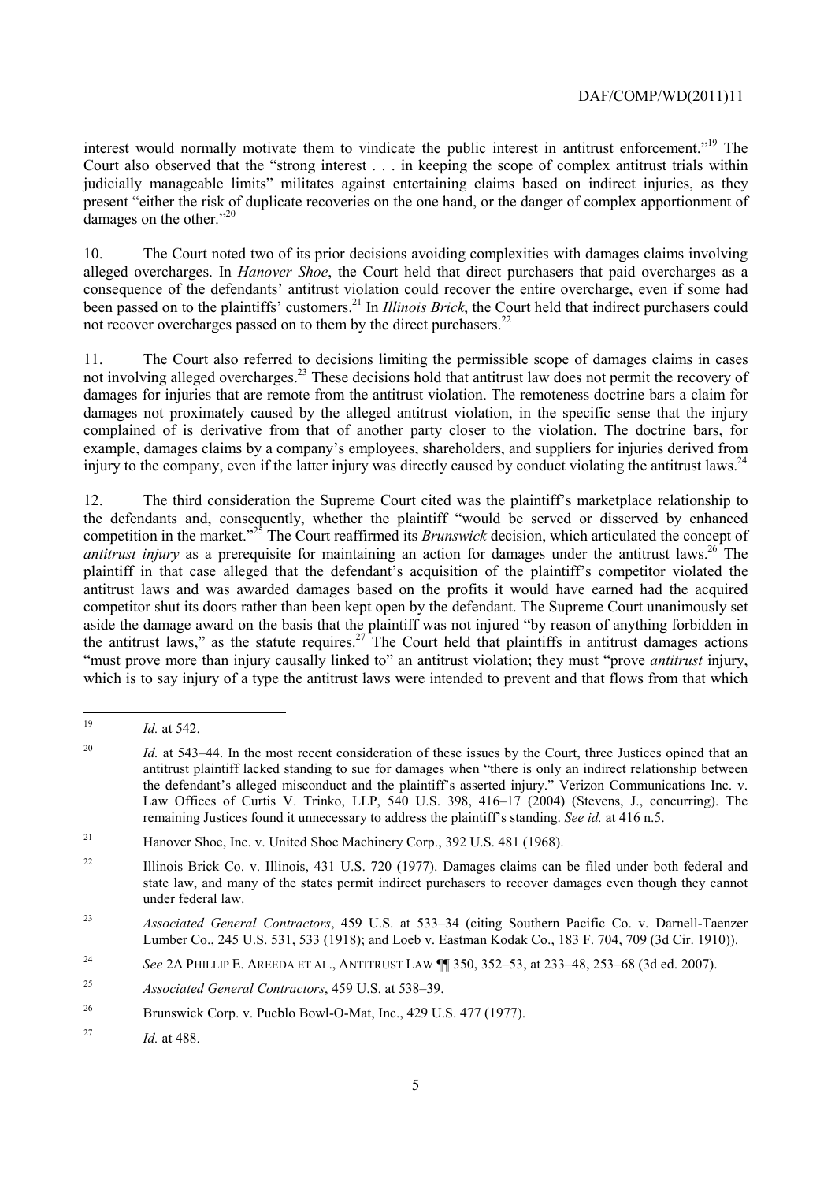interest would normally motivate them to vindicate the public interest in antitrust enforcement."[19] The Court also observed that the "strong interest . . . in keeping the scope of complex antitrust trials within judicially manageable limits" militates against entertaining claims based on indirect injuries, as they present "either the risk of duplicate recoveries on the one hand, or the danger of complex apportionment of damages on the other."[20]

10. The Court noted two of its prior decisions avoiding complexities with damages claims involving alleged overcharges. In *Hanover Shoe*, the Court held that direct purchasers that paid overcharges as a consequence of the defendants' antitrust violation could recover the entire overcharge, even if some had been passed on to the plaintiffs' customers.[21] In *Illinois Brick*, the Court held that indirect purchasers could not recover overcharges passed on to them by the direct purchasers.[22]

11. The Court also referred to decisions limiting the permissible scope of damages claims in cases not involving alleged overcharges.[23] These decisions hold that antitrust law does not permit the recovery of damages for injuries that are remote from the antitrust violation. The remoteness doctrine bars a claim for damages not proximately caused by the alleged antitrust violation, in the specific sense that the injury complained of is derivative from that of another party closer to the violation. The doctrine bars, for example, damages claims by a company's employees, shareholders, and suppliers for injuries derived from injury to the company, even if the latter injury was directly caused by conduct violating the antitrust laws.[24]

12. The third consideration the Supreme Court cited was the plaintiff's marketplace relationship to the defendants and, consequently, whether the plaintiff "would be served or disserved by enhanced competition in the market."[25] The Court reaffirmed its *Brunswick* decision, which articulated the concept of *antitrust injury* as a prerequisite for maintaining an action for damages under the antitrust laws.[26] The plaintiff in that case alleged that the defendant's acquisition of the plaintiff's competitor violated the antitrust laws and was awarded damages based on the profits it would have earned had the acquired competitor shut its doors rather than been kept open by the defendant. The Supreme Court unanimously set aside the damage award on the basis that the plaintiff was not injured "by reason of anything forbidden in the antitrust laws," as the statute requires.[27] The Court held that plaintiffs in antitrust damages actions "must prove more than injury causally linked to" an antitrust violation; they must "prove *antitrust* injury, which is to say injury of a type the antitrust laws were intended to prevent and that flows from that which

---

[19] *Id.* at 542.

[20] *Id.* at 543–44. In the most recent consideration of these issues by the Court, three Justices opined that an antitrust plaintiff lacked standing to sue for damages when "there is only an indirect relationship between the defendant's alleged misconduct and the plaintiff's asserted injury." Verizon Communications Inc. v. Law Offices of Curtis V. Trinko, LLP, 540 U.S. 398, 416–17 (2004) (Stevens, J., concurring). The remaining Justices found it unnecessary to address the plaintiff's standing. *See id.* at 416 n.5.

[21] Hanover Shoe, Inc. v. United Shoe Machinery Corp., 392 U.S. 481 (1968).

[22] Illinois Brick Co. v. Illinois, 431 U.S. 720 (1977). Damages claims can be filed under both federal and state law, and many of the states permit indirect purchasers to recover damages even though they cannot under federal law.

[23] *Associated General Contractors*, 459 U.S. at 533–34 (citing Southern Pacific Co. v. Darnell-Taenzer Lumber Co., 245 U.S. 531, 533 (1918); and Loeb v. Eastman Kodak Co., 183 F. 704, 709 (3d Cir. 1910)).

[24] *See* 2A PHILLIP E. AREEDA ET AL., ANTITRUST LAW ¶¶ 350, 352–53, at 233–48, 253–68 (3d ed. 2007).

[25] *Associated General Contractors*, 459 U.S. at 538–39.

[26] Brunswick Corp. v. Pueblo Bowl-O-Mat, Inc., 429 U.S. 477 (1977).

[27] *Id.* at 488.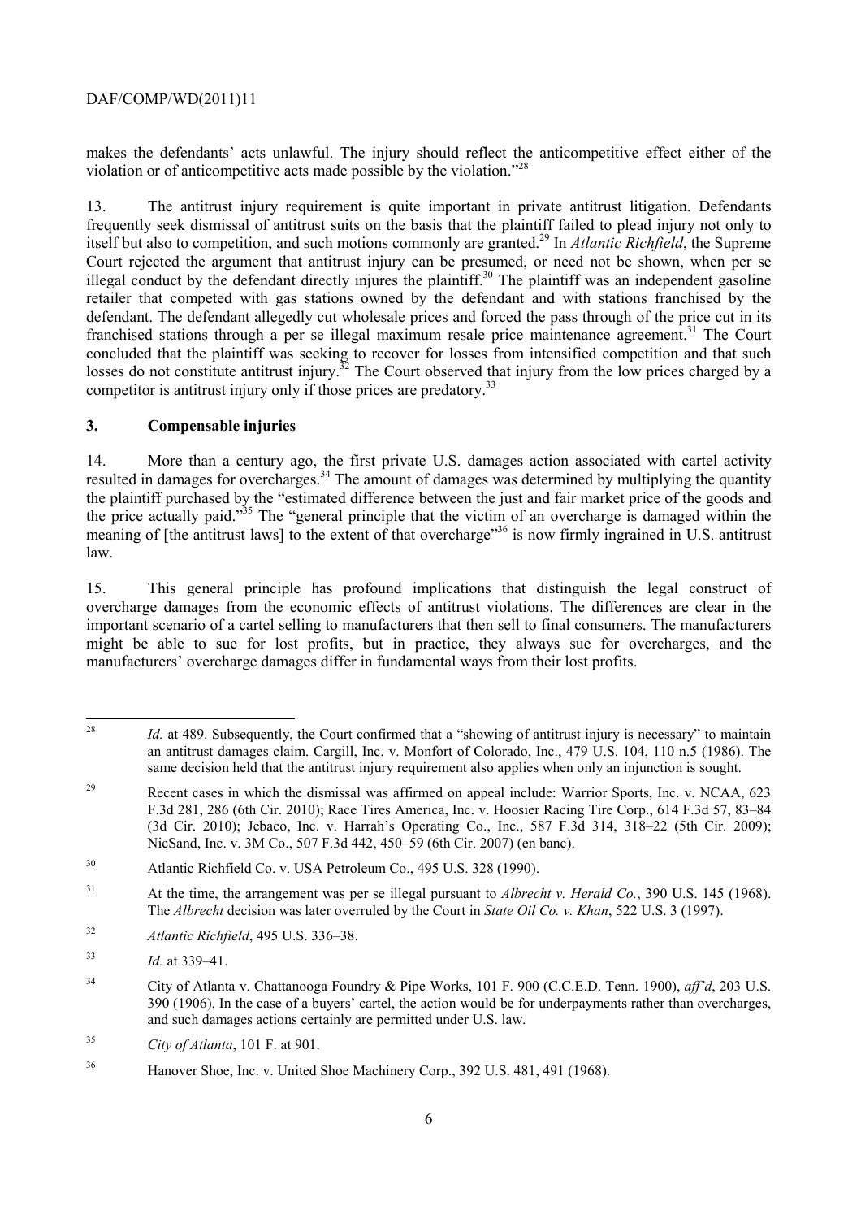makes the defendants' acts unlawful. The injury should reflect the anticompetitive effect either of the violation or of anticompetitive acts made possible by the violation."[28]

13. The antitrust injury requirement is quite important in private antitrust litigation. Defendants frequently seek dismissal of antitrust suits on the basis that the plaintiff failed to plead injury not only to itself but also to competition, and such motions commonly are granted.[29] In *Atlantic Richfield*, the Supreme Court rejected the argument that antitrust injury can be presumed, or need not be shown, when per se illegal conduct by the defendant directly injures the plaintiff.[30] The plaintiff was an independent gasoline retailer that competed with gas stations owned by the defendant and with stations franchised by the defendant. The defendant allegedly cut wholesale prices and forced the pass through of the price cut in its franchised stations through a per se illegal maximum resale price maintenance agreement.[31] The Court concluded that the plaintiff was seeking to recover for losses from intensified competition and that such losses do not constitute antitrust injury.[32] The Court observed that injury from the low prices charged by a competitor is antitrust injury only if those prices are predatory.[33]

## 3. Compensable injuries

14. More than a century ago, the first private U.S. damages action associated with cartel activity resulted in damages for overcharges.[34] The amount of damages was determined by multiplying the quantity the plaintiff purchased by the "estimated difference between the just and fair market price of the goods and the price actually paid."[35] The "general principle that the victim of an overcharge is damaged within the meaning of [the antitrust laws] to the extent of that overcharge"[36] is now firmly ingrained in U.S. antitrust law.

15. This general principle has profound implications that distinguish the legal construct of overcharge damages from the economic effects of antitrust violations. The differences are clear in the important scenario of a cartel selling to manufacturers that then sell to final consumers. The manufacturers might be able to sue for lost profits, but in practice, they always sue for overcharges, and the manufacturers' overcharge damages differ in fundamental ways from their lost profits.

---

[28] *Id.* at 489. Subsequently, the Court confirmed that a "showing of antitrust injury is necessary" to maintain an antitrust damages claim. Cargill, Inc. v. Monfort of Colorado, Inc., 479 U.S. 104, 110 n.5 (1986). The same decision held that the antitrust injury requirement also applies when only an injunction is sought.

[29] Recent cases in which the dismissal was affirmed on appeal include: Warrior Sports, Inc. v. NCAA, 623 F.3d 281, 286 (6th Cir. 2010); Race Tires America, Inc. v. Hoosier Racing Tire Corp., 614 F.3d 57, 83–84 (3d Cir. 2010); Jebaco, Inc. v. Harrah's Operating Co., Inc., 587 F.3d 314, 318–22 (5th Cir. 2009); NicSand, Inc. v. 3M Co., 507 F.3d 442, 450–59 (6th Cir. 2007) (en banc).

[30] Atlantic Richfield Co. v. USA Petroleum Co., 495 U.S. 328 (1990).

[31] At the time, the arrangement was per se illegal pursuant to *Albrecht v. Herald Co.*, 390 U.S. 145 (1968). The *Albrecht* decision was later overruled by the Court in *State Oil Co. v. Khan*, 522 U.S. 3 (1997).

[32] *Atlantic Richfield*, 495 U.S. 336–38.

[33] *Id.* at 339–41.

[34] City of Atlanta v. Chattanooga Foundry & Pipe Works, 101 F. 900 (C.C.E.D. Tenn. 1900), *aff'd*, 203 U.S. 390 (1906). In the case of a buyers' cartel, the action would be for underpayments rather than overcharges, and such damages actions certainly are permitted under U.S. law.

[35] *City of Atlanta*, 101 F. at 901.

[36] Hanover Shoe, Inc. v. United Shoe Machinery Corp., 392 U.S. 481, 491 (1968).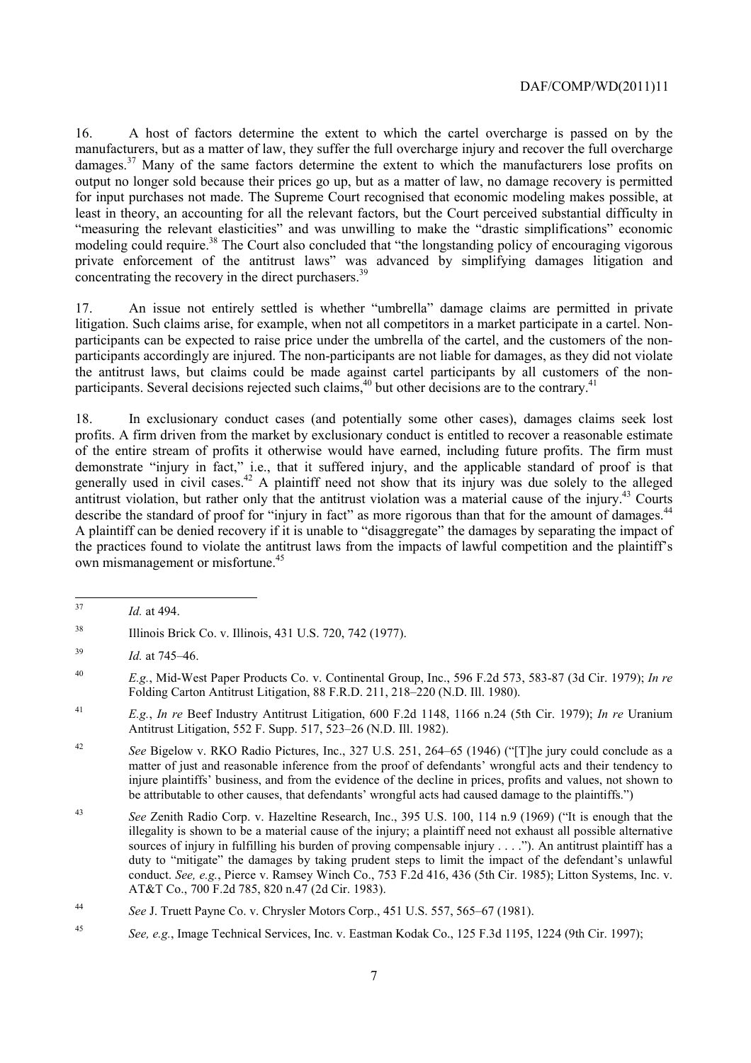16. A host of factors determine the extent to which the cartel overcharge is passed on by the manufacturers, but as a matter of law, they suffer the full overcharge injury and recover the full overcharge damages.[37] Many of the same factors determine the extent to which the manufacturers lose profits on output no longer sold because their prices go up, but as a matter of law, no damage recovery is permitted for input purchases not made. The Supreme Court recognised that economic modeling makes possible, at least in theory, an accounting for all the relevant factors, but the Court perceived substantial difficulty in "measuring the relevant elasticities" and was unwilling to make the "drastic simplifications" economic modeling could require.[38] The Court also concluded that "the longstanding policy of encouraging vigorous private enforcement of the antitrust laws" was advanced by simplifying damages litigation and concentrating the recovery in the direct purchasers.[39]

17. An issue not entirely settled is whether "umbrella" damage claims are permitted in private litigation. Such claims arise, for example, when not all competitors in a market participate in a cartel. Non-participants can be expected to raise price under the umbrella of the cartel, and the customers of the non-participants accordingly are injured. The non-participants are not liable for damages, as they did not violate the antitrust laws, but claims could be made against cartel participants by all customers of the non-participants. Several decisions rejected such claims,[40] but other decisions are to the contrary.[41]

18. In exclusionary conduct cases (and potentially some other cases), damages claims seek lost profits. A firm driven from the market by exclusionary conduct is entitled to recover a reasonable estimate of the entire stream of profits it otherwise would have earned, including future profits. The firm must demonstrate "injury in fact," i.e., that it suffered injury, and the applicable standard of proof is that generally used in civil cases.[42] A plaintiff need not show that its injury was due solely to the alleged antitrust violation, but rather only that the antitrust violation was a material cause of the injury.[43] Courts describe the standard of proof for "injury in fact" as more rigorous than that for the amount of damages.[44] A plaintiff can be denied recovery if it is unable to "disaggregate" the damages by separating the impact of the practices found to violate the antitrust laws from the impacts of lawful competition and the plaintiff's own mismanagement or misfortune.[45]

---

[37] *Id.* at 494.

[38] Illinois Brick Co. v. Illinois, 431 U.S. 720, 742 (1977).

[39] *Id.* at 745–46.

[40] *E.g.*, Mid-West Paper Products Co. v. Continental Group, Inc., 596 F.2d 573, 583-87 (3d Cir. 1979); *In re* Folding Carton Antitrust Litigation, 88 F.R.D. 211, 218–220 (N.D. Ill. 1980).

[41] *E.g.*, *In re* Beef Industry Antitrust Litigation, 600 F.2d 1148, 1166 n.24 (5th Cir. 1979); *In re* Uranium Antitrust Litigation, 552 F. Supp. 517, 523–26 (N.D. Ill. 1982).

[42] *See* Bigelow v. RKO Radio Pictures, Inc., 327 U.S. 251, 264–65 (1946) ("[T]he jury could conclude as a matter of just and reasonable inference from the proof of defendants' wrongful acts and their tendency to injure plaintiffs' business, and from the evidence of the decline in prices, profits and values, not shown to be attributable to other causes, that defendants' wrongful acts had caused damage to the plaintiffs.")

[43] *See* Zenith Radio Corp. v. Hazeltine Research, Inc., 395 U.S. 100, 114 n.9 (1969) ("It is enough that the illegality is shown to be a material cause of the injury; a plaintiff need not exhaust all possible alternative sources of injury in fulfilling his burden of proving compensable injury . . . ."). An antitrust plaintiff has a duty to "mitigate" the damages by taking prudent steps to limit the impact of the defendant's unlawful conduct. *See, e.g.*, Pierce v. Ramsey Winch Co., 753 F.2d 416, 436 (5th Cir. 1985); Litton Systems, Inc. v. AT&T Co., 700 F.2d 785, 820 n.47 (2d Cir. 1983).

[44] *See* J. Truett Payne Co. v. Chrysler Motors Corp., 451 U.S. 557, 565–67 (1981).

[45] *See, e.g.*, Image Technical Services, Inc. v. Eastman Kodak Co., 125 F.3d 1195, 1224 (9th Cir. 1997);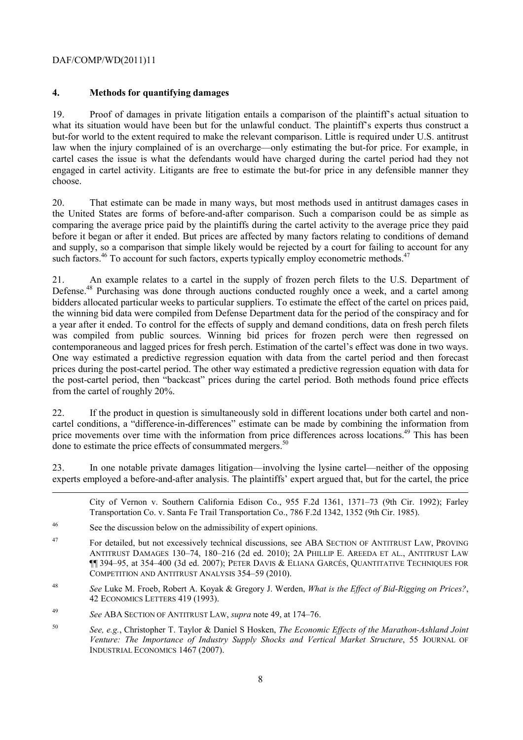## 4. Methods for quantifying damages

19. Proof of damages in private litigation entails a comparison of the plaintiff's actual situation to what its situation would have been but for the unlawful conduct. The plaintiff's experts thus construct a but-for world to the extent required to make the relevant comparison. Little is required under U.S. antitrust law when the injury complained of is an overcharge—only estimating the but-for price. For example, in cartel cases the issue is what the defendants would have charged during the cartel period had they not engaged in cartel activity. Litigants are free to estimate the but-for price in any defensible manner they choose.

20. That estimate can be made in many ways, but most methods used in antitrust damages cases in the United States are forms of before-and-after comparison. Such a comparison could be as simple as comparing the average price paid by the plaintiffs during the cartel activity to the average price they paid before it began or after it ended. But prices are affected by many factors relating to conditions of demand and supply, so a comparison that simple likely would be rejected by a court for failing to account for any such factors.[46] To account for such factors, experts typically employ econometric methods.[47]

21. An example relates to a cartel in the supply of frozen perch filets to the U.S. Department of Defense.[48] Purchasing was done through auctions conducted roughly once a week, and a cartel among bidders allocated particular weeks to particular suppliers. To estimate the effect of the cartel on prices paid, the winning bid data were compiled from Defense Department data for the period of the conspiracy and for a year after it ended. To control for the effects of supply and demand conditions, data on fresh perch filets was compiled from public sources. Winning bid prices for frozen perch were then regressed on contemporaneous and lagged prices for fresh perch. Estimation of the cartel's effect was done in two ways. One way estimated a predictive regression equation with data from the cartel period and then forecast prices during the post-cartel period. The other way estimated a predictive regression equation with data for the post-cartel period, then "backcast" prices during the cartel period. Both methods found price effects from the cartel of roughly 20%.

22. If the product in question is simultaneously sold in different locations under both cartel and non-cartel conditions, a "difference-in-differences" estimate can be made by combining the information from price movements over time with the information from price differences across locations.[49] This has been done to estimate the price effects of consummated mergers.[50]

23. In one notable private damages litigation—involving the lysine cartel—neither of the opposing experts employed a before-and-after analysis. The plaintiffs' expert argued that, but for the cartel, the price

---

City of Vernon v. Southern California Edison Co., 955 F.2d 1361, 1371–73 (9th Cir. 1992); Farley Transportation Co. v. Santa Fe Trail Transportation Co., 786 F.2d 1342, 1352 (9th Cir. 1985).

[46] See the discussion below on the admissibility of expert opinions.

[47] For detailed, but not excessively technical discussions, see ABA SECTION OF ANTITRUST LAW, PROVING ANTITRUST DAMAGES 130–74, 180–216 (2d ed. 2010); 2A PHILLIP E. AREEDA ET AL., ANTITRUST LAW ¶¶ 394–95, at 354–400 (3d ed. 2007); PETER DAVIS & ELIANA GARCÉS, QUANTITATIVE TECHNIQUES FOR COMPETITION AND ANTITRUST ANALYSIS 354–59 (2010).

[48] *See* Luke M. Froeb, Robert A. Koyak & Gregory J. Werden, *What is the Effect of Bid-Rigging on Prices?*, 42 ECONOMICS LETTERS 419 (1993).

[49] *See* ABA SECTION OF ANTITRUST LAW, *supra* note 49, at 174–76.

[50] *See, e.g.*, Christopher T. Taylor & Daniel S Hosken, *The Economic Effects of the Marathon-Ashland Joint Venture: The Importance of Industry Supply Shocks and Vertical Market Structure*, 55 JOURNAL OF INDUSTRIAL ECONOMICS 1467 (2007).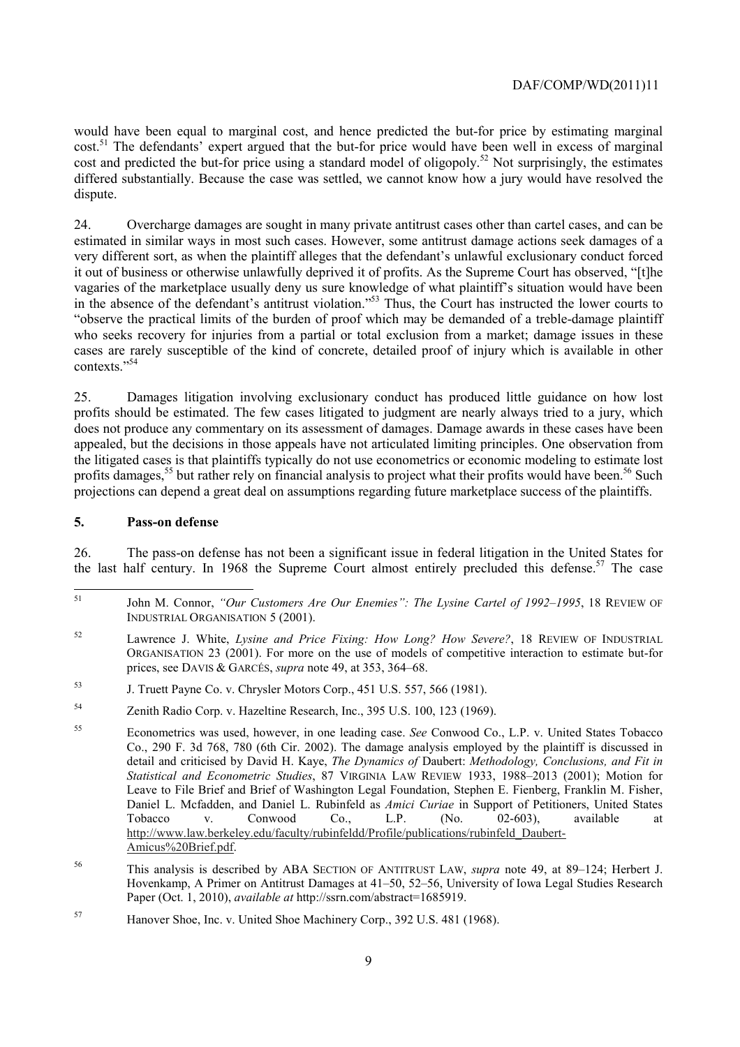would have been equal to marginal cost, and hence predicted the but-for price by estimating marginal cost.[51] The defendants' expert argued that the but-for price would have been well in excess of marginal cost and predicted the but-for price using a standard model of oligopoly.[52] Not surprisingly, the estimates differed substantially. Because the case was settled, we cannot know how a jury would have resolved the dispute.

24. Overcharge damages are sought in many private antitrust cases other than cartel cases, and can be estimated in similar ways in most such cases. However, some antitrust damage actions seek damages of a very different sort, as when the plaintiff alleges that the defendant's unlawful exclusionary conduct forced it out of business or otherwise unlawfully deprived it of profits. As the Supreme Court has observed, "[t]he vagaries of the marketplace usually deny us sure knowledge of what plaintiff's situation would have been in the absence of the defendant's antitrust violation."[53] Thus, the Court has instructed the lower courts to "observe the practical limits of the burden of proof which may be demanded of a treble-damage plaintiff who seeks recovery for injuries from a partial or total exclusion from a market; damage issues in these cases are rarely susceptible of the kind of concrete, detailed proof of injury which is available in other contexts."[54]

25. Damages litigation involving exclusionary conduct has produced little guidance on how lost profits should be estimated. The few cases litigated to judgment are nearly always tried to a jury, which does not produce any commentary on its assessment of damages. Damage awards in these cases have been appealed, but the decisions in those appeals have not articulated limiting principles. One observation from the litigated cases is that plaintiffs typically do not use econometrics or economic modeling to estimate lost profits damages,[55] but rather rely on financial analysis to project what their profits would have been.[56] Such projections can depend a great deal on assumptions regarding future marketplace success of the plaintiffs.

## 5. Pass-on defense

26. The pass-on defense has not been a significant issue in federal litigation in the United States for the last half century. In 1968 the Supreme Court almost entirely precluded this defense.[57] The case

---

[51] John M. Connor, *"Our Customers Are Our Enemies": The Lysine Cartel of 1992–1995*, 18 REVIEW OF INDUSTRIAL ORGANISATION 5 (2001).

[52] Lawrence J. White, *Lysine and Price Fixing: How Long? How Severe?*, 18 REVIEW OF INDUSTRIAL ORGANISATION 23 (2001). For more on the use of models of competitive interaction to estimate but-for prices, see DAVIS & GARCÉS, *supra* note 49, at 353, 364–68.

[53] J. Truett Payne Co. v. Chrysler Motors Corp., 451 U.S. 557, 566 (1981).

[54] Zenith Radio Corp. v. Hazeltine Research, Inc., 395 U.S. 100, 123 (1969).

[55] Econometrics was used, however, in one leading case. *See* Conwood Co., L.P. v. United States Tobacco Co., 290 F. 3d 768, 780 (6th Cir. 2002). The damage analysis employed by the plaintiff is discussed in detail and criticised by David H. Kaye, *The Dynamics of* Daubert: *Methodology, Conclusions, and Fit in Statistical and Econometric Studies*, 87 VIRGINIA LAW REVIEW 1933, 1988–2013 (2001); Motion for Leave to File Brief and Brief of Washington Legal Foundation, Stephen E. Fienberg, Franklin M. Fisher, Daniel L. Mcfadden, and Daniel L. Rubinfeld as *Amici Curiae* in Support of Petitioners, United States Tobacco v. Conwood Co., L.P. (No. 02-603), available at http://www.law.berkeley.edu/faculty/rubinfeldd/Profile/publications/rubinfeld_Daubert-Amicus%20Brief.pdf.

[56] This analysis is described by ABA SECTION OF ANTITRUST LAW, *supra* note 49, at 89–124; Herbert J. Hovenkamp, A Primer on Antitrust Damages at 41–50, 52–56, University of Iowa Legal Studies Research Paper (Oct. 1, 2010), *available at* http://ssrn.com/abstract=1685919.

[57] Hanover Shoe, Inc. v. United Shoe Machinery Corp., 392 U.S. 481 (1968).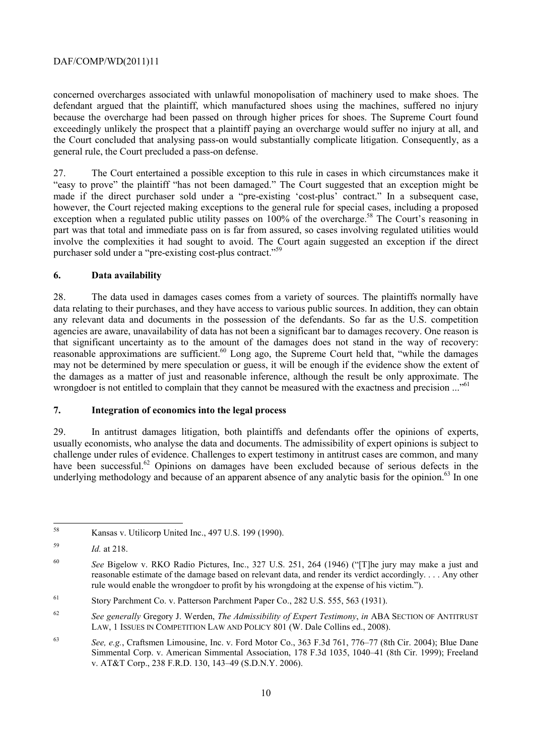concerned overcharges associated with unlawful monopolisation of machinery used to make shoes. The defendant argued that the plaintiff, which manufactured shoes using the machines, suffered no injury because the overcharge had been passed on through higher prices for shoes. The Supreme Court found exceedingly unlikely the prospect that a plaintiff paying an overcharge would suffer no injury at all, and the Court concluded that analysing pass-on would substantially complicate litigation. Consequently, as a general rule, the Court precluded a pass-on defense.

27. The Court entertained a possible exception to this rule in cases in which circumstances make it "easy to prove" the plaintiff "has not been damaged." The Court suggested that an exception might be made if the direct purchaser sold under a "pre-existing 'cost-plus' contract." In a subsequent case, however, the Court rejected making exceptions to the general rule for special cases, including a proposed exception when a regulated public utility passes on 100% of the overcharge.[58] The Court's reasoning in part was that total and immediate pass on is far from assured, so cases involving regulated utilities would involve the complexities it had sought to avoid. The Court again suggested an exception if the direct purchaser sold under a "pre-existing cost-plus contract."[59]

## 6. Data availability

28. The data used in damages cases comes from a variety of sources. The plaintiffs normally have data relating to their purchases, and they have access to various public sources. In addition, they can obtain any relevant data and documents in the possession of the defendants. So far as the U.S. competition agencies are aware, unavailability of data has not been a significant bar to damages recovery. One reason is that significant uncertainty as to the amount of the damages does not stand in the way of recovery: reasonable approximations are sufficient.[60] Long ago, the Supreme Court held that, "while the damages may not be determined by mere speculation or guess, it will be enough if the evidence show the extent of the damages as a matter of just and reasonable inference, although the result be only approximate. The wrongdoer is not entitled to complain that they cannot be measured with the exactness and precision ..."[61]

## 7. Integration of economics into the legal process

29. In antitrust damages litigation, both plaintiffs and defendants offer the opinions of experts, usually economists, who analyse the data and documents. The admissibility of expert opinions is subject to challenge under rules of evidence. Challenges to expert testimony in antitrust cases are common, and many have been successful.[62] Opinions on damages have been excluded because of serious defects in the underlying methodology and because of an apparent absence of any analytic basis for the opinion.[63] In one

---

[58] Kansas v. Utilicorp United Inc., 497 U.S. 199 (1990).

[59] *Id.* at 218.

[60] *See* Bigelow v. RKO Radio Pictures, Inc., 327 U.S. 251, 264 (1946) ("[T]he jury may make a just and reasonable estimate of the damage based on relevant data, and render its verdict accordingly. . . . Any other rule would enable the wrongdoer to profit by his wrongdoing at the expense of his victim.").

[61] Story Parchment Co. v. Patterson Parchment Paper Co., 282 U.S. 555, 563 (1931).

[62] *See generally* Gregory J. Werden, *The Admissibility of Expert Testimony*, *in* ABA SECTION OF ANTITRUST LAW, 1 ISSUES IN COMPETITION LAW AND POLICY 801 (W. Dale Collins ed., 2008).

[63] *See, e.g.*, Craftsmen Limousine, Inc. v. Ford Motor Co., 363 F.3d 761, 776–77 (8th Cir. 2004); Blue Dane Simmental Corp. v. American Simmental Association, 178 F.3d 1035, 1040–41 (8th Cir. 1999); Freeland v. AT&T Corp., 238 F.R.D. 130, 143–49 (S.D.N.Y. 2006).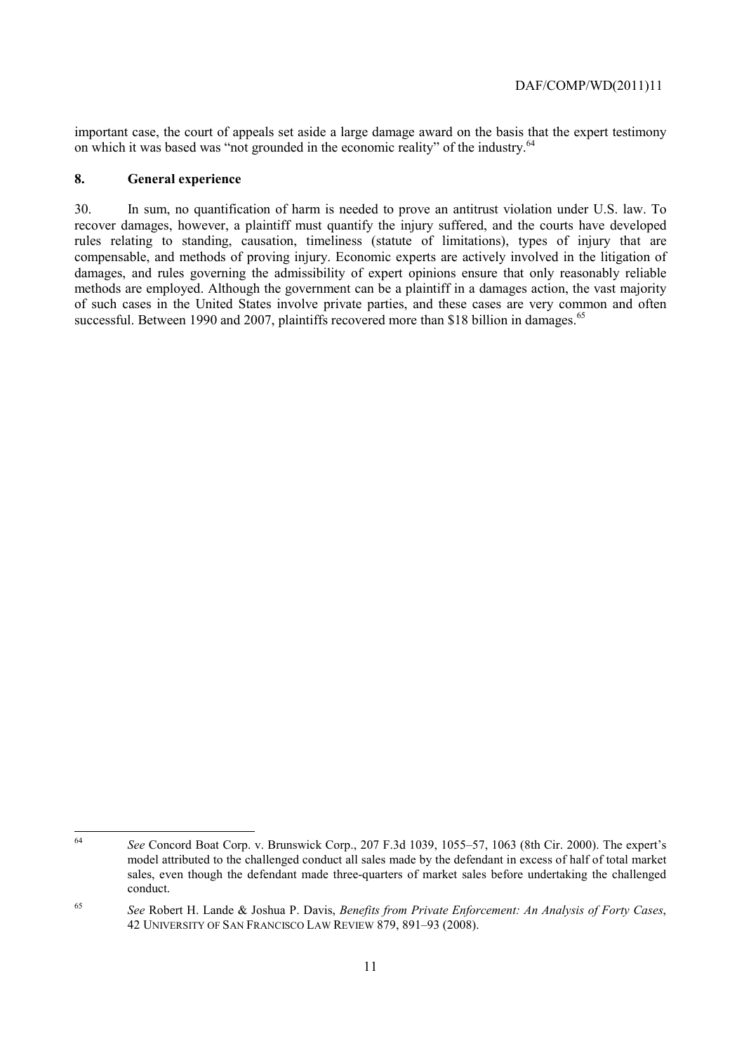important case, the court of appeals set aside a large damage award on the basis that the expert testimony on which it was based was "not grounded in the economic reality" of the industry.[64]

## 8. General experience

30. In sum, no quantification of harm is needed to prove an antitrust violation under U.S. law. To recover damages, however, a plaintiff must quantify the injury suffered, and the courts have developed rules relating to standing, causation, timeliness (statute of limitations), types of injury that are compensable, and methods of proving injury. Economic experts are actively involved in the litigation of damages, and rules governing the admissibility of expert opinions ensure that only reasonably reliable methods are employed. Although the government can be a plaintiff in a damages action, the vast majority of such cases in the United States involve private parties, and these cases are very common and often successful. Between 1990 and 2007, plaintiffs recovered more than $18 billion in damages.[65]

---

[64] *See* Concord Boat Corp. v. Brunswick Corp., 207 F.3d 1039, 1055–57, 1063 (8th Cir. 2000). The expert's model attributed to the challenged conduct all sales made by the defendant in excess of half of total market sales, even though the defendant made three-quarters of market sales before undertaking the challenged conduct.

[65] *See* Robert H. Lande & Joshua P. Davis, *Benefits from Private Enforcement: An Analysis of Forty Cases*, 42 UNIVERSITY OF SAN FRANCISCO LAW REVIEW 879, 891–93 (2008).